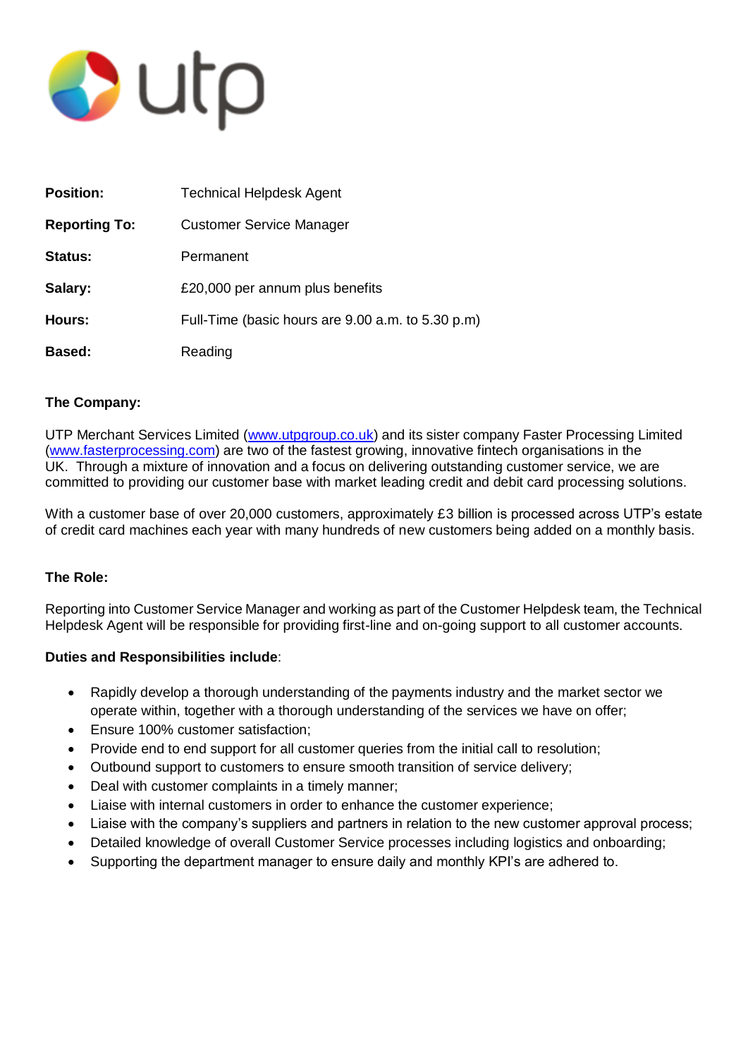utp

| | |
|---|---|
| **Position:** | Technical Helpdesk Agent |
| **Reporting To:** | Customer Service Manager |
| **Status:** | Permanent |
| **Salary:** | £20,000 per annum plus benefits |
| **Hours:** | Full-Time (basic hours are 9.00 a.m. to 5.30 p.m) |
| **Based:** | Reading |

**The Company:**

UTP Merchant Services Limited (www.utpgroup.co.uk) and its sister company Faster Processing Limited (www.fasterprocessing.com) are two of the fastest growing, innovative fintech organisations in the UK. Through a mixture of innovation and a focus on delivering outstanding customer service, we are committed to providing our customer base with market leading credit and debit card processing solutions.

With a customer base of over 20,000 customers, approximately £3 billion is processed across UTP's estate of credit card machines each year with many hundreds of new customers being added on a monthly basis.

**The Role:**

Reporting into Customer Service Manager and working as part of the Customer Helpdesk team, the Technical Helpdesk Agent will be responsible for providing first-line and on-going support to all customer accounts.

**Duties and Responsibilities include**:

- Rapidly develop a thorough understanding of the payments industry and the market sector we operate within, together with a thorough understanding of the services we have on offer;
- Ensure 100% customer satisfaction;
- Provide end to end support for all customer queries from the initial call to resolution;
- Outbound support to customers to ensure smooth transition of service delivery;
- Deal with customer complaints in a timely manner;
- Liaise with internal customers in order to enhance the customer experience;
- Liaise with the company's suppliers and partners in relation to the new customer approval process;
- Detailed knowledge of overall Customer Service processes including logistics and onboarding;
- Supporting the department manager to ensure daily and monthly KPI's are adhered to.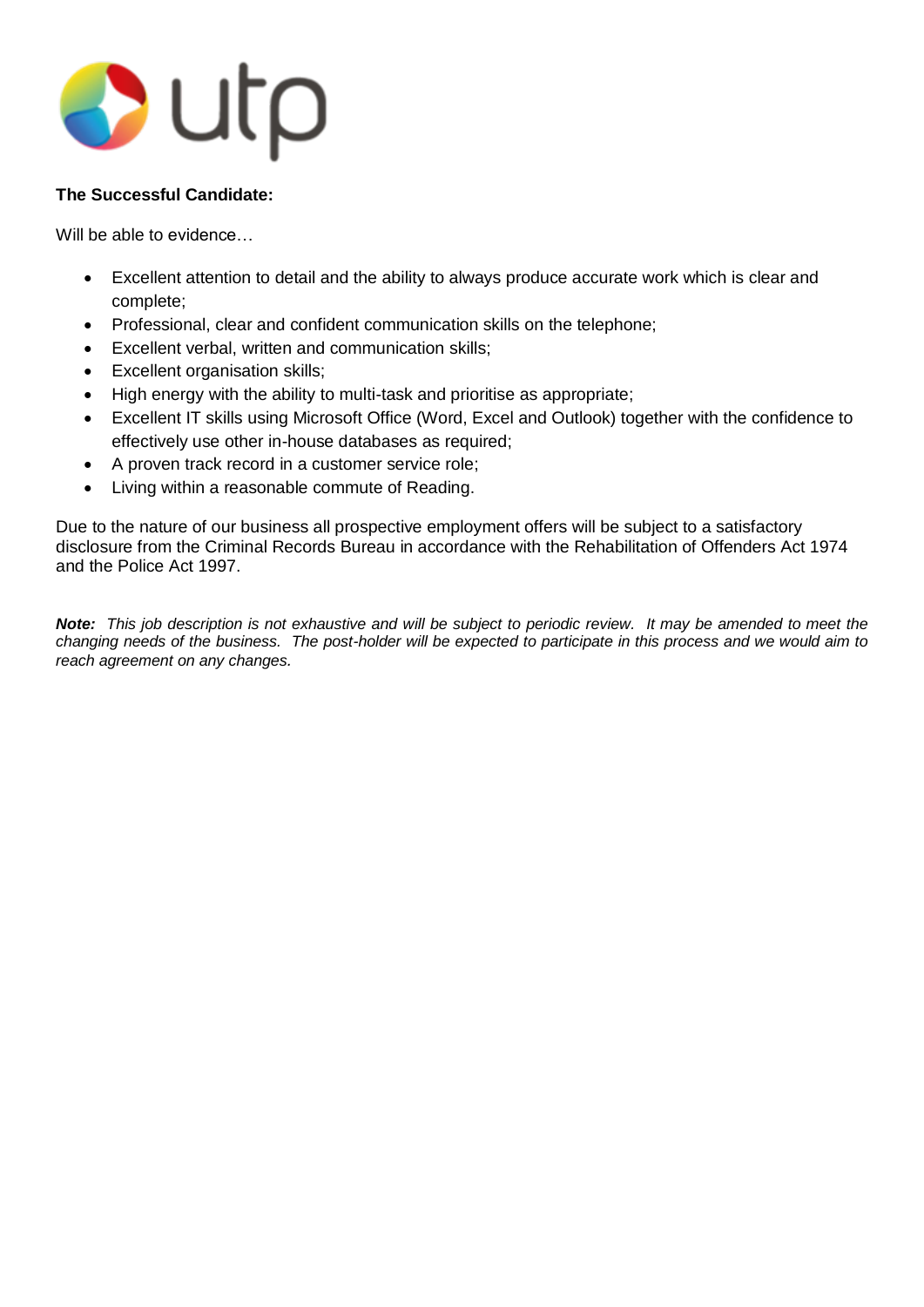**The Successful Candidate:**

Will be able to evidence…

- Excellent attention to detail and the ability to always produce accurate work which is clear and complete;
- Professional, clear and confident communication skills on the telephone;
- Excellent verbal, written and communication skills;
- Excellent organisation skills;
- High energy with the ability to multi-task and prioritise as appropriate;
- Excellent IT skills using Microsoft Office (Word, Excel and Outlook) together with the confidence to effectively use other in-house databases as required;
- A proven track record in a customer service role;
- Living within a reasonable commute of Reading.

Due to the nature of our business all prospective employment offers will be subject to a satisfactory disclosure from the Criminal Records Bureau in accordance with the Rehabilitation of Offenders Act 1974 and the Police Act 1997.

***Note:*** *This job description is not exhaustive and will be subject to periodic review. It may be amended to meet the changing needs of the business. The post-holder will be expected to participate in this process and we would aim to reach agreement on any changes.*